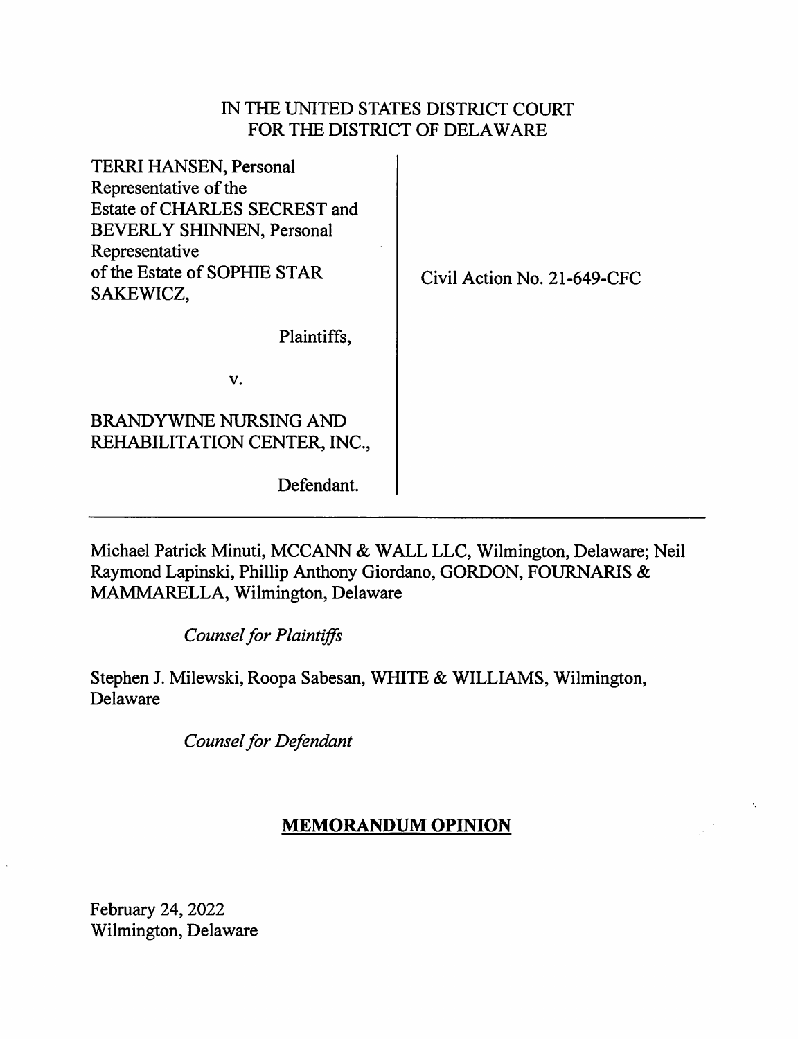IN THE UNITED STATES DISTRICT COURT
FOR THE DISTRICT OF DELAWARE

| | |
|---|---|
| TERRI HANSEN, Personal Representative of the Estate of CHARLES SECREST and BEVERLY SHINNEN, Personal Representative of the Estate of SOPHIE STAR SAKEWICZ,<br><br>Plaintiffs,<br><br>v.<br><br>BRANDYWINE NURSING AND REHABILITATION CENTER, INC.,<br><br>Defendant. | Civil Action No. 21-649-CFC |

---

Michael Patrick Minuti, MCCANN & WALL LLC, Wilmington, Delaware; Neil Raymond Lapinski, Phillip Anthony Giordano, GORDON, FOURNARIS & MAMMARELLA, Wilmington, Delaware

*Counsel for Plaintiffs*

Stephen J. Milewski, Roopa Sabesan, WHITE & WILLIAMS, Wilmington, Delaware

*Counsel for Defendant*

## MEMORANDUM OPINION

February 24, 2022
Wilmington, Delaware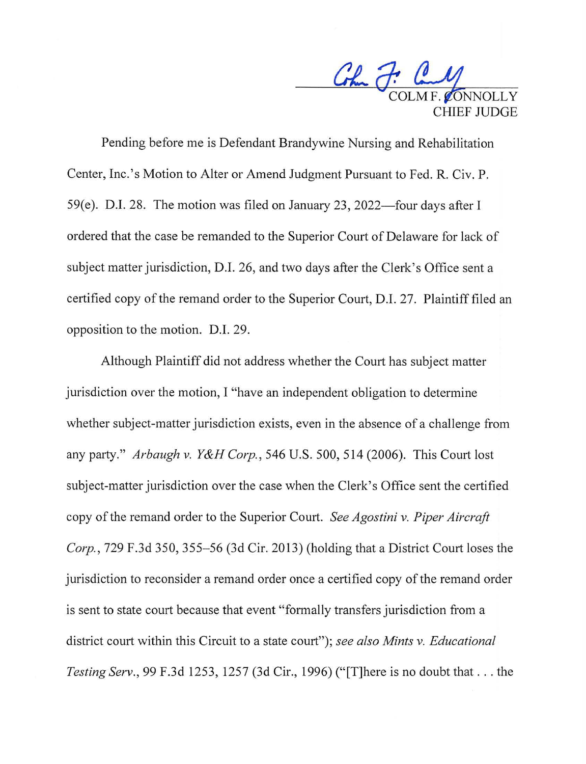COLM F. CONNOLLY
CHIEF JUDGE

Pending before me is Defendant Brandywine Nursing and Rehabilitation Center, Inc.'s Motion to Alter or Amend Judgment Pursuant to Fed. R. Civ. P. 59(e). D.I. 28. The motion was filed on January 23, 2022—four days after I ordered that the case be remanded to the Superior Court of Delaware for lack of subject matter jurisdiction, D.I. 26, and two days after the Clerk's Office sent a certified copy of the remand order to the Superior Court, D.I. 27. Plaintiff filed an opposition to the motion. D.I. 29.

Although Plaintiff did not address whether the Court has subject matter jurisdiction over the motion, I "have an independent obligation to determine whether subject-matter jurisdiction exists, even in the absence of a challenge from any party." *Arbaugh v. Y&H Corp.*, 546 U.S. 500, 514 (2006). This Court lost subject-matter jurisdiction over the case when the Clerk's Office sent the certified copy of the remand order to the Superior Court. *See Agostini v. Piper Aircraft Corp.*, 729 F.3d 350, 355–56 (3d Cir. 2013) (holding that a District Court loses the jurisdiction to reconsider a remand order once a certified copy of the remand order is sent to state court because that event "formally transfers jurisdiction from a district court within this Circuit to a state court"); *see also Mints v. Educational Testing Serv.*, 99 F.3d 1253, 1257 (3d Cir., 1996) ("[T]here is no doubt that . . . the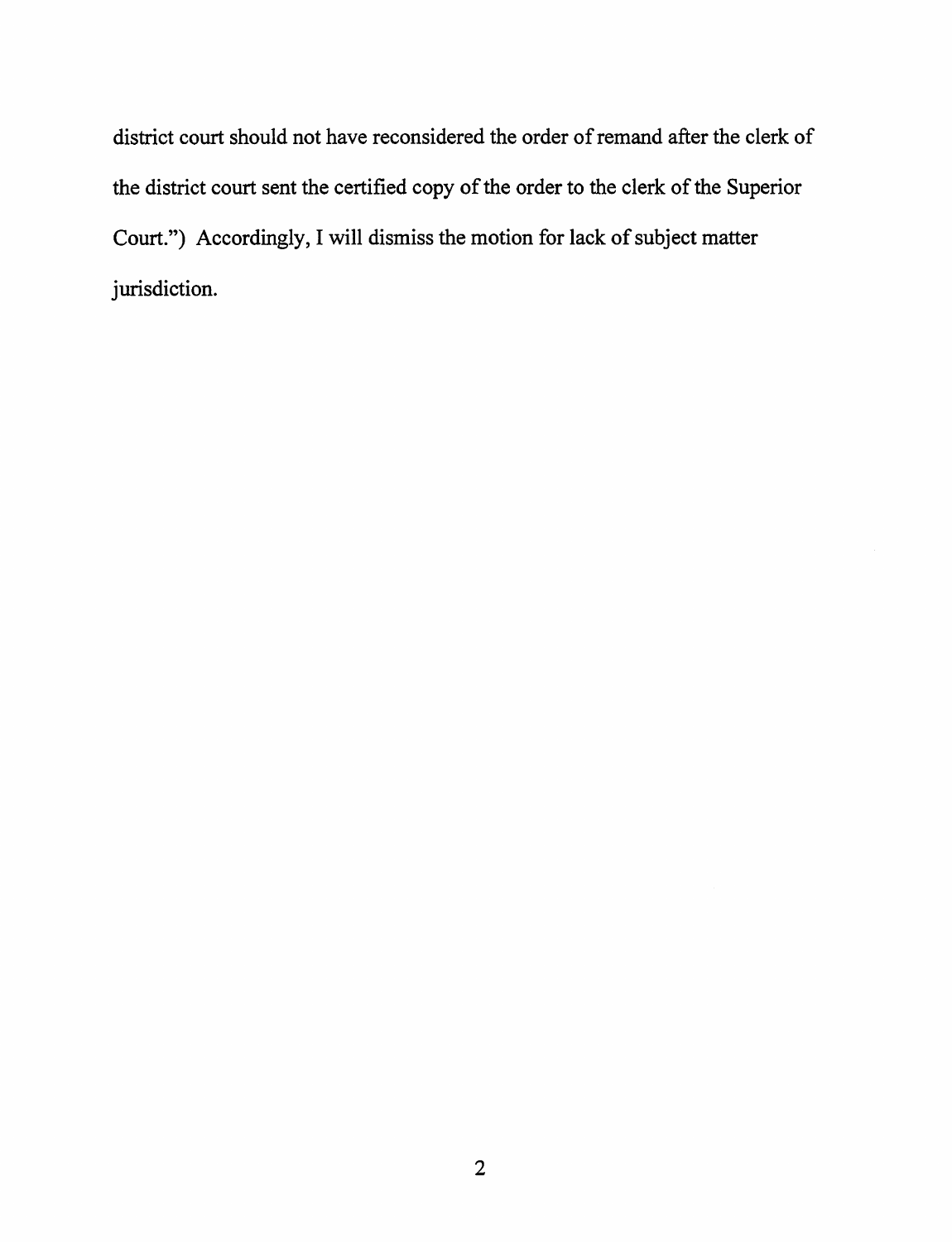district court should not have reconsidered the order of remand after the clerk of the district court sent the certified copy of the order to the clerk of the Superior Court.") Accordingly, I will dismiss the motion for lack of subject matter jurisdiction.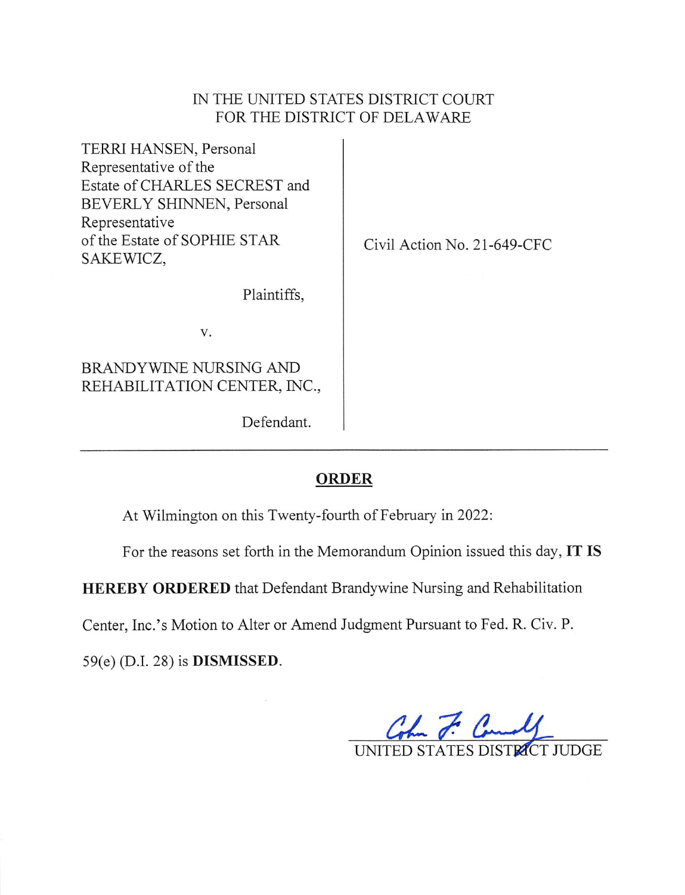IN THE UNITED STATES DISTRICT COURT
FOR THE DISTRICT OF DELAWARE

| | |
|---|---|
| TERRI HANSEN, Personal Representative of the Estate of CHARLES SECREST and BEVERLY SHINNEN, Personal Representative of the Estate of SOPHIE STAR SAKEWICZ,<br><br>Plaintiffs,<br><br>v.<br><br>BRANDYWINE NURSING AND REHABILITATION CENTER, INC.,<br><br>Defendant. | Civil Action No. 21-649-CFC |

## ORDER

At Wilmington on this Twenty-fourth of February in 2022:

For the reasons set forth in the Memorandum Opinion issued this day, **IT IS HEREBY ORDERED** that Defendant Brandywine Nursing and Rehabilitation Center, Inc.'s Motion to Alter or Amend Judgment Pursuant to Fed. R. Civ. P. 59(e) (D.I. 28) is **DISMISSED**.

UNITED STATES DISTRICT JUDGE